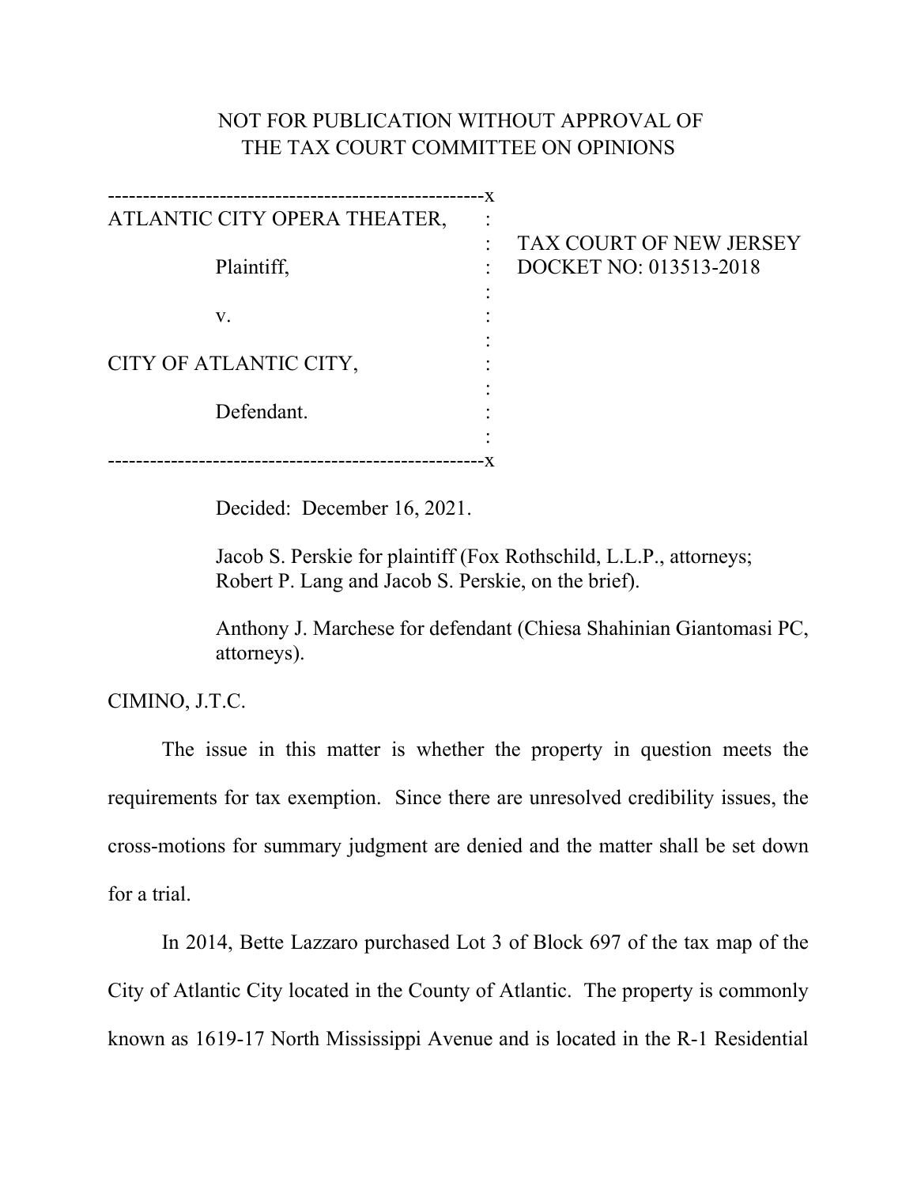NOT FOR PUBLICATION WITHOUT APPROVAL OF
THE TAX COURT COMMITTEE ON OPINIONS

| | |
|---|---|
| ATLANTIC CITY OPERA THEATER,<br><br>Plaintiff,<br><br>v.<br><br>CITY OF ATLANTIC CITY,<br><br>Defendant. | TAX COURT OF NEW JERSEY<br>DOCKET NO: 013513-2018 |

Decided: December 16, 2021.

Jacob S. Perskie for plaintiff (Fox Rothschild, L.L.P., attorneys; Robert P. Lang and Jacob S. Perskie, on the brief).

Anthony J. Marchese for defendant (Chiesa Shahinian Giantomasi PC, attorneys).

CIMINO, J.T.C.

The issue in this matter is whether the property in question meets the requirements for tax exemption. Since there are unresolved credibility issues, the cross-motions for summary judgment are denied and the matter shall be set down for a trial.

In 2014, Bette Lazzaro purchased Lot 3 of Block 697 of the tax map of the City of Atlantic City located in the County of Atlantic. The property is commonly known as 1619-17 North Mississippi Avenue and is located in the R-1 Residential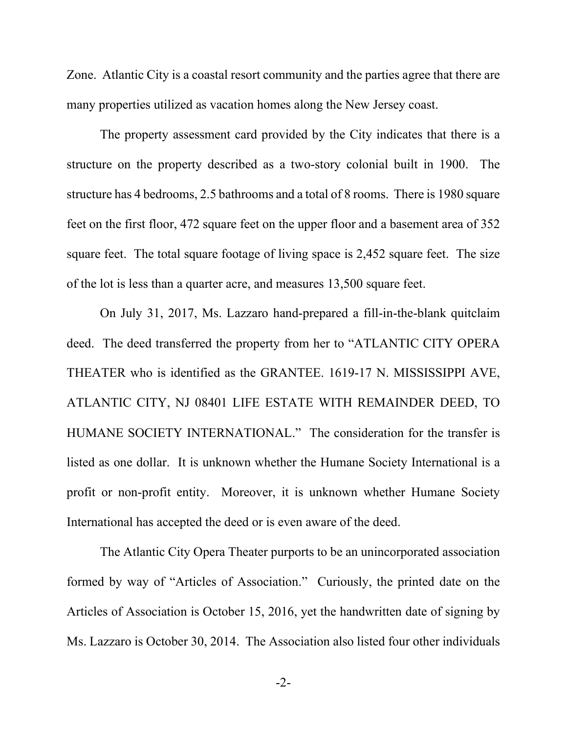Zone. Atlantic City is a coastal resort community and the parties agree that there are many properties utilized as vacation homes along the New Jersey coast.

The property assessment card provided by the City indicates that there is a structure on the property described as a two-story colonial built in 1900. The structure has 4 bedrooms, 2.5 bathrooms and a total of 8 rooms. There is 1980 square feet on the first floor, 472 square feet on the upper floor and a basement area of 352 square feet. The total square footage of living space is 2,452 square feet. The size of the lot is less than a quarter acre, and measures 13,500 square feet.

On July 31, 2017, Ms. Lazzaro hand-prepared a fill-in-the-blank quitclaim deed. The deed transferred the property from her to "ATLANTIC CITY OPERA THEATER who is identified as the GRANTEE. 1619-17 N. MISSISSIPPI AVE, ATLANTIC CITY, NJ 08401 LIFE ESTATE WITH REMAINDER DEED, TO HUMANE SOCIETY INTERNATIONAL." The consideration for the transfer is listed as one dollar. It is unknown whether the Humane Society International is a profit or non-profit entity. Moreover, it is unknown whether Humane Society International has accepted the deed or is even aware of the deed.

The Atlantic City Opera Theater purports to be an unincorporated association formed by way of "Articles of Association." Curiously, the printed date on the Articles of Association is October 15, 2016, yet the handwritten date of signing by Ms. Lazzaro is October 30, 2014. The Association also listed four other individuals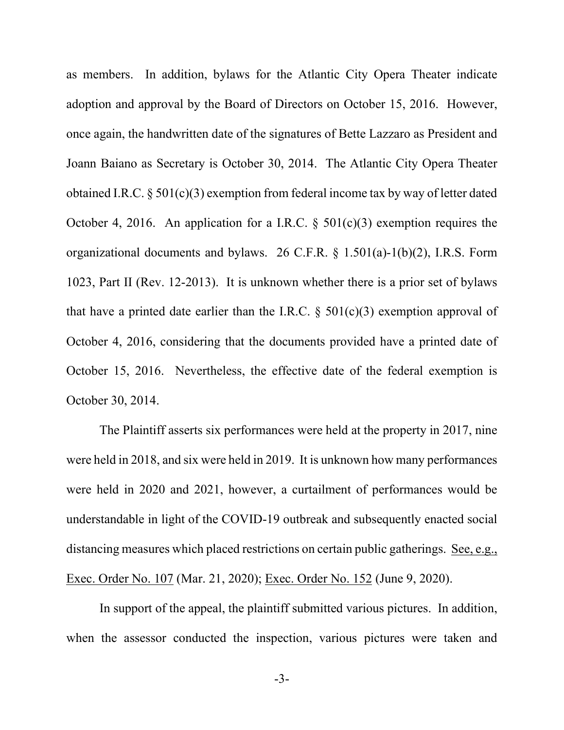as members. In addition, bylaws for the Atlantic City Opera Theater indicate adoption and approval by the Board of Directors on October 15, 2016. However, once again, the handwritten date of the signatures of Bette Lazzaro as President and Joann Baiano as Secretary is October 30, 2014. The Atlantic City Opera Theater obtained I.R.C. § 501(c)(3) exemption from federal income tax by way of letter dated October 4, 2016. An application for a I.R.C. § 501(c)(3) exemption requires the organizational documents and bylaws. 26 C.F.R. § 1.501(a)-1(b)(2), I.R.S. Form 1023, Part II (Rev. 12-2013). It is unknown whether there is a prior set of bylaws that have a printed date earlier than the I.R.C. § 501(c)(3) exemption approval of October 4, 2016, considering that the documents provided have a printed date of October 15, 2016. Nevertheless, the effective date of the federal exemption is October 30, 2014.

The Plaintiff asserts six performances were held at the property in 2017, nine were held in 2018, and six were held in 2019. It is unknown how many performances were held in 2020 and 2021, however, a curtailment of performances would be understandable in light of the COVID-19 outbreak and subsequently enacted social distancing measures which placed restrictions on certain public gatherings. See, e.g., Exec. Order No. 107 (Mar. 21, 2020); Exec. Order No. 152 (June 9, 2020).

In support of the appeal, the plaintiff submitted various pictures. In addition, when the assessor conducted the inspection, various pictures were taken and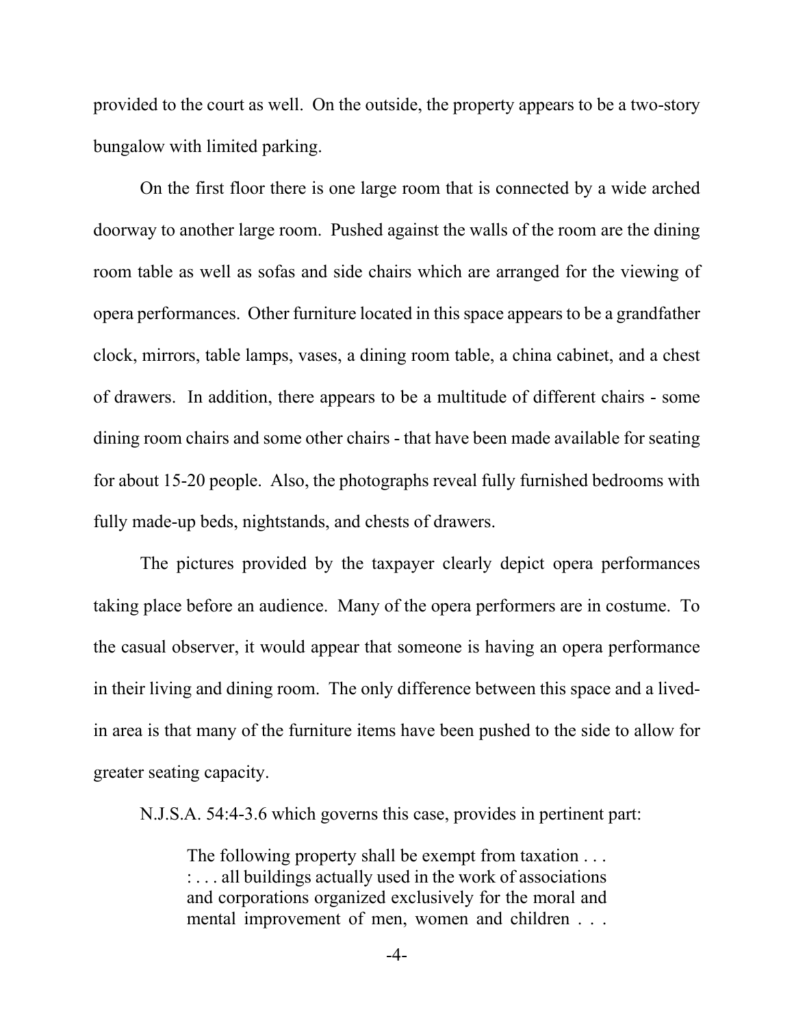provided to the court as well. On the outside, the property appears to be a two-story bungalow with limited parking.

On the first floor there is one large room that is connected by a wide arched doorway to another large room. Pushed against the walls of the room are the dining room table as well as sofas and side chairs which are arranged for the viewing of opera performances. Other furniture located in this space appears to be a grandfather clock, mirrors, table lamps, vases, a dining room table, a china cabinet, and a chest of drawers. In addition, there appears to be a multitude of different chairs - some dining room chairs and some other chairs - that have been made available for seating for about 15-20 people. Also, the photographs reveal fully furnished bedrooms with fully made-up beds, nightstands, and chests of drawers.

The pictures provided by the taxpayer clearly depict opera performances taking place before an audience. Many of the opera performers are in costume. To the casual observer, it would appear that someone is having an opera performance in their living and dining room. The only difference between this space and a lived-in area is that many of the furniture items have been pushed to the side to allow for greater seating capacity.

N.J.S.A. 54:4-3.6 which governs this case, provides in pertinent part:

> The following property shall be exempt from taxation . . . : . . . all buildings actually used in the work of associations and corporations organized exclusively for the moral and mental improvement of men, women and children . . .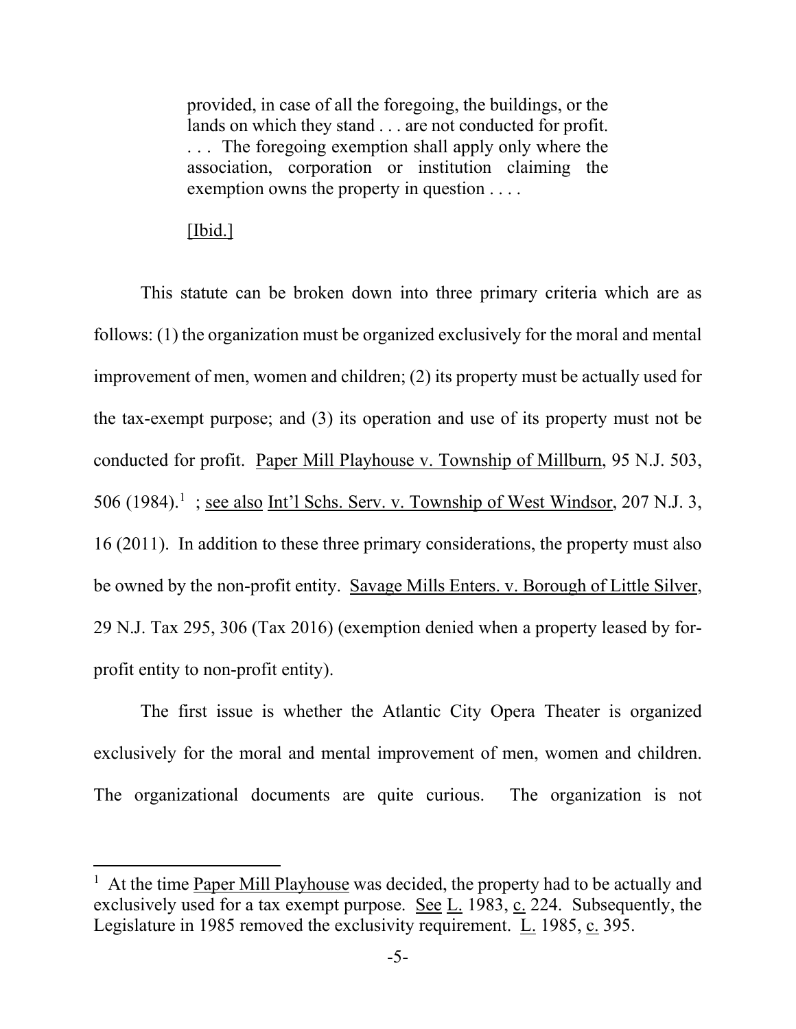> provided, in case of all the foregoing, the buildings, or the lands on which they stand . . . are not conducted for profit. . . . The foregoing exemption shall apply only where the association, corporation or institution claiming the exemption owns the property in question . . . .
>
> [Ibid.]

This statute can be broken down into three primary criteria which are as follows: (1) the organization must be organized exclusively for the moral and mental improvement of men, women and children; (2) its property must be actually used for the tax-exempt purpose; and (3) its operation and use of its property must not be conducted for profit. Paper Mill Playhouse v. Township of Millburn, 95 N.J. 503, 506 (1984).[1] ; see also Int'l Schs. Serv. v. Township of West Windsor, 207 N.J. 3, 16 (2011). In addition to these three primary considerations, the property must also be owned by the non-profit entity. Savage Mills Enters. v. Borough of Little Silver, 29 N.J. Tax 295, 306 (Tax 2016) (exemption denied when a property leased by for-profit entity to non-profit entity).

The first issue is whether the Atlantic City Opera Theater is organized exclusively for the moral and mental improvement of men, women and children. The organizational documents are quite curious. The organization is not

[1] At the time Paper Mill Playhouse was decided, the property had to be actually and exclusively used for a tax exempt purpose. See L. 1983, c. 224. Subsequently, the Legislature in 1985 removed the exclusivity requirement. L. 1985, c. 395.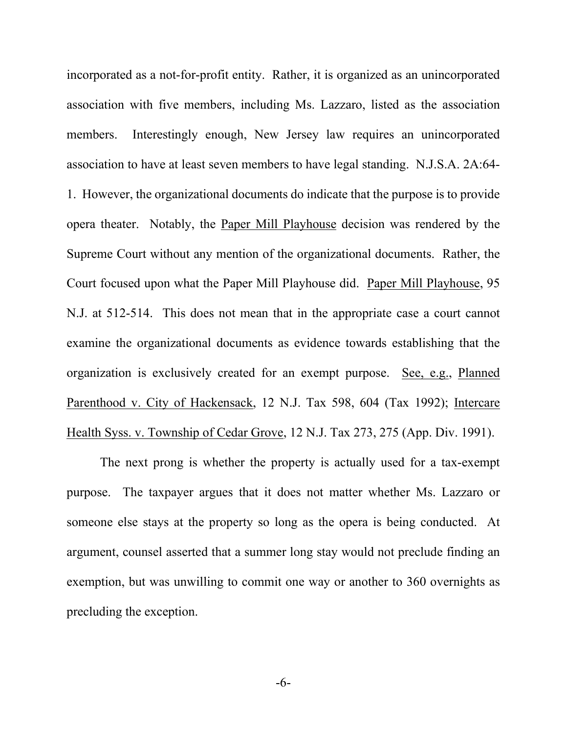incorporated as a not-for-profit entity. Rather, it is organized as an unincorporated association with five members, including Ms. Lazzaro, listed as the association members. Interestingly enough, New Jersey law requires an unincorporated association to have at least seven members to have legal standing. N.J.S.A. 2A:64-1. However, the organizational documents do indicate that the purpose is to provide opera theater. Notably, the Paper Mill Playhouse decision was rendered by the Supreme Court without any mention of the organizational documents. Rather, the Court focused upon what the Paper Mill Playhouse did. Paper Mill Playhouse, 95 N.J. at 512-514. This does not mean that in the appropriate case a court cannot examine the organizational documents as evidence towards establishing that the organization is exclusively created for an exempt purpose. See, e.g., Planned Parenthood v. City of Hackensack, 12 N.J. Tax 598, 604 (Tax 1992); Intercare Health Syss. v. Township of Cedar Grove, 12 N.J. Tax 273, 275 (App. Div. 1991).

The next prong is whether the property is actually used for a tax-exempt purpose. The taxpayer argues that it does not matter whether Ms. Lazzaro or someone else stays at the property so long as the opera is being conducted. At argument, counsel asserted that a summer long stay would not preclude finding an exemption, but was unwilling to commit one way or another to 360 overnights as precluding the exception.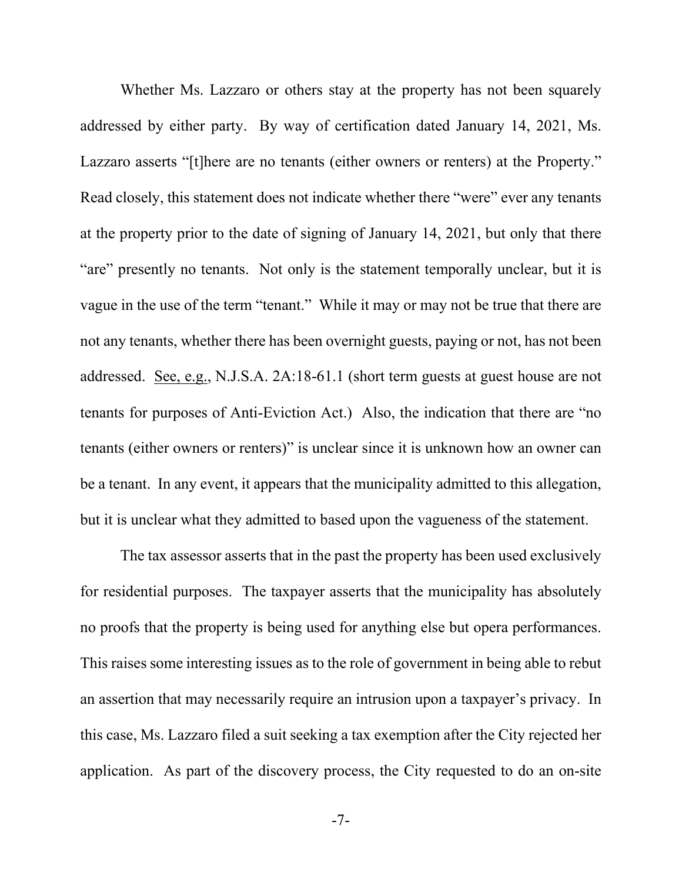Whether Ms. Lazzaro or others stay at the property has not been squarely addressed by either party. By way of certification dated January 14, 2021, Ms. Lazzaro asserts "[t]here are no tenants (either owners or renters) at the Property." Read closely, this statement does not indicate whether there "were" ever any tenants at the property prior to the date of signing of January 14, 2021, but only that there "are" presently no tenants. Not only is the statement temporally unclear, but it is vague in the use of the term "tenant." While it may or may not be true that there are not any tenants, whether there has been overnight guests, paying or not, has not been addressed. See, e.g., N.J.S.A. 2A:18-61.1 (short term guests at guest house are not tenants for purposes of Anti-Eviction Act.) Also, the indication that there are "no tenants (either owners or renters)" is unclear since it is unknown how an owner can be a tenant. In any event, it appears that the municipality admitted to this allegation, but it is unclear what they admitted to based upon the vagueness of the statement.

The tax assessor asserts that in the past the property has been used exclusively for residential purposes. The taxpayer asserts that the municipality has absolutely no proofs that the property is being used for anything else but opera performances. This raises some interesting issues as to the role of government in being able to rebut an assertion that may necessarily require an intrusion upon a taxpayer's privacy. In this case, Ms. Lazzaro filed a suit seeking a tax exemption after the City rejected her application. As part of the discovery process, the City requested to do an on-site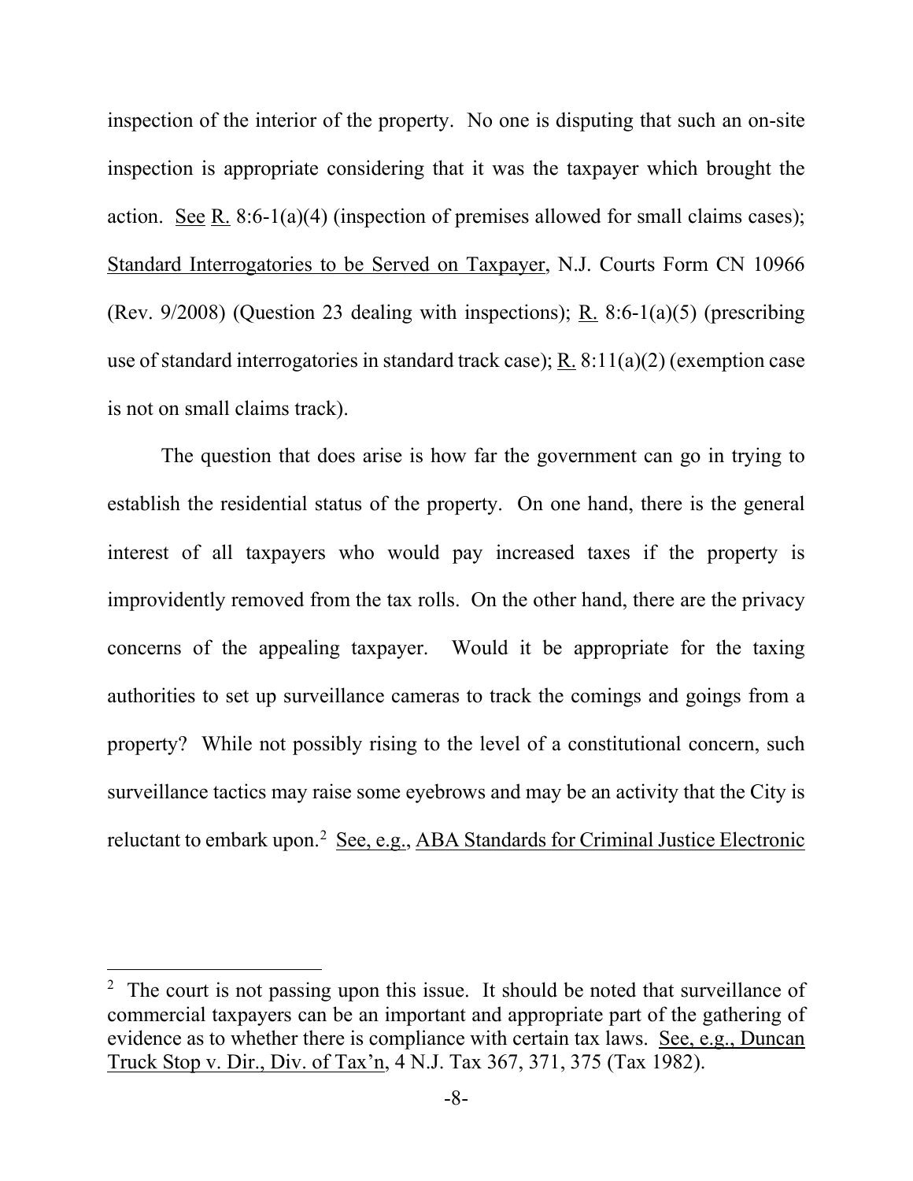inspection of the interior of the property. No one is disputing that such an on-site inspection is appropriate considering that it was the taxpayer which brought the action. See R. 8:6-1(a)(4) (inspection of premises allowed for small claims cases); Standard Interrogatories to be Served on Taxpayer, N.J. Courts Form CN 10966 (Rev. 9/2008) (Question 23 dealing with inspections); R. 8:6-1(a)(5) (prescribing use of standard interrogatories in standard track case); R. 8:11(a)(2) (exemption case is not on small claims track).

The question that does arise is how far the government can go in trying to establish the residential status of the property. On one hand, there is the general interest of all taxpayers who would pay increased taxes if the property is improvidently removed from the tax rolls. On the other hand, there are the privacy concerns of the appealing taxpayer. Would it be appropriate for the taxing authorities to set up surveillance cameras to track the comings and goings from a property? While not possibly rising to the level of a constitutional concern, such surveillance tactics may raise some eyebrows and may be an activity that the City is reluctant to embark upon.[2] See, e.g., ABA Standards for Criminal Justice Electronic

---

[2] The court is not passing upon this issue. It should be noted that surveillance of commercial taxpayers can be an important and appropriate part of the gathering of evidence as to whether there is compliance with certain tax laws. See, e.g., Duncan Truck Stop v. Dir., Div. of Tax'n, 4 N.J. Tax 367, 371, 375 (Tax 1982).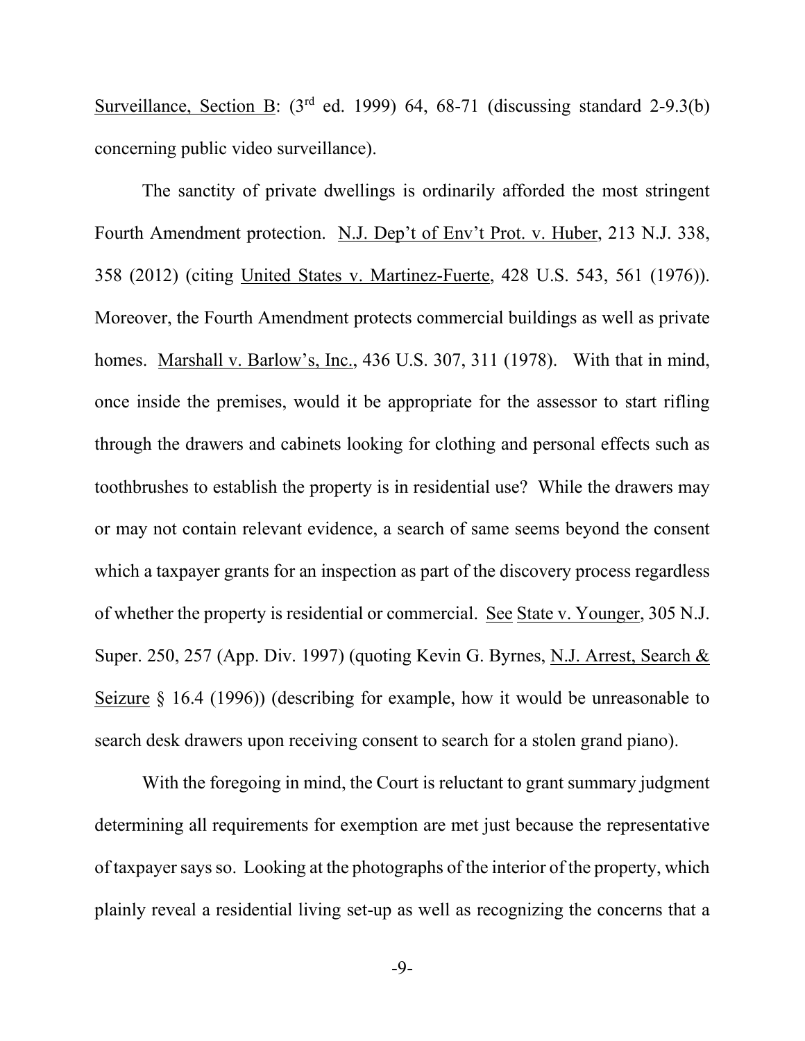Surveillance, Section B: (3rd ed. 1999) 64, 68-71 (discussing standard 2-9.3(b) concerning public video surveillance).

The sanctity of private dwellings is ordinarily afforded the most stringent Fourth Amendment protection. N.J. Dep't of Env't Prot. v. Huber, 213 N.J. 338, 358 (2012) (citing United States v. Martinez-Fuerte, 428 U.S. 543, 561 (1976)). Moreover, the Fourth Amendment protects commercial buildings as well as private homes. Marshall v. Barlow's, Inc., 436 U.S. 307, 311 (1978). With that in mind, once inside the premises, would it be appropriate for the assessor to start rifling through the drawers and cabinets looking for clothing and personal effects such as toothbrushes to establish the property is in residential use? While the drawers may or may not contain relevant evidence, a search of same seems beyond the consent which a taxpayer grants for an inspection as part of the discovery process regardless of whether the property is residential or commercial. See State v. Younger, 305 N.J. Super. 250, 257 (App. Div. 1997) (quoting Kevin G. Byrnes, N.J. Arrest, Search & Seizure § 16.4 (1996)) (describing for example, how it would be unreasonable to search desk drawers upon receiving consent to search for a stolen grand piano).

With the foregoing in mind, the Court is reluctant to grant summary judgment determining all requirements for exemption are met just because the representative of taxpayer says so. Looking at the photographs of the interior of the property, which plainly reveal a residential living set-up as well as recognizing the concerns that a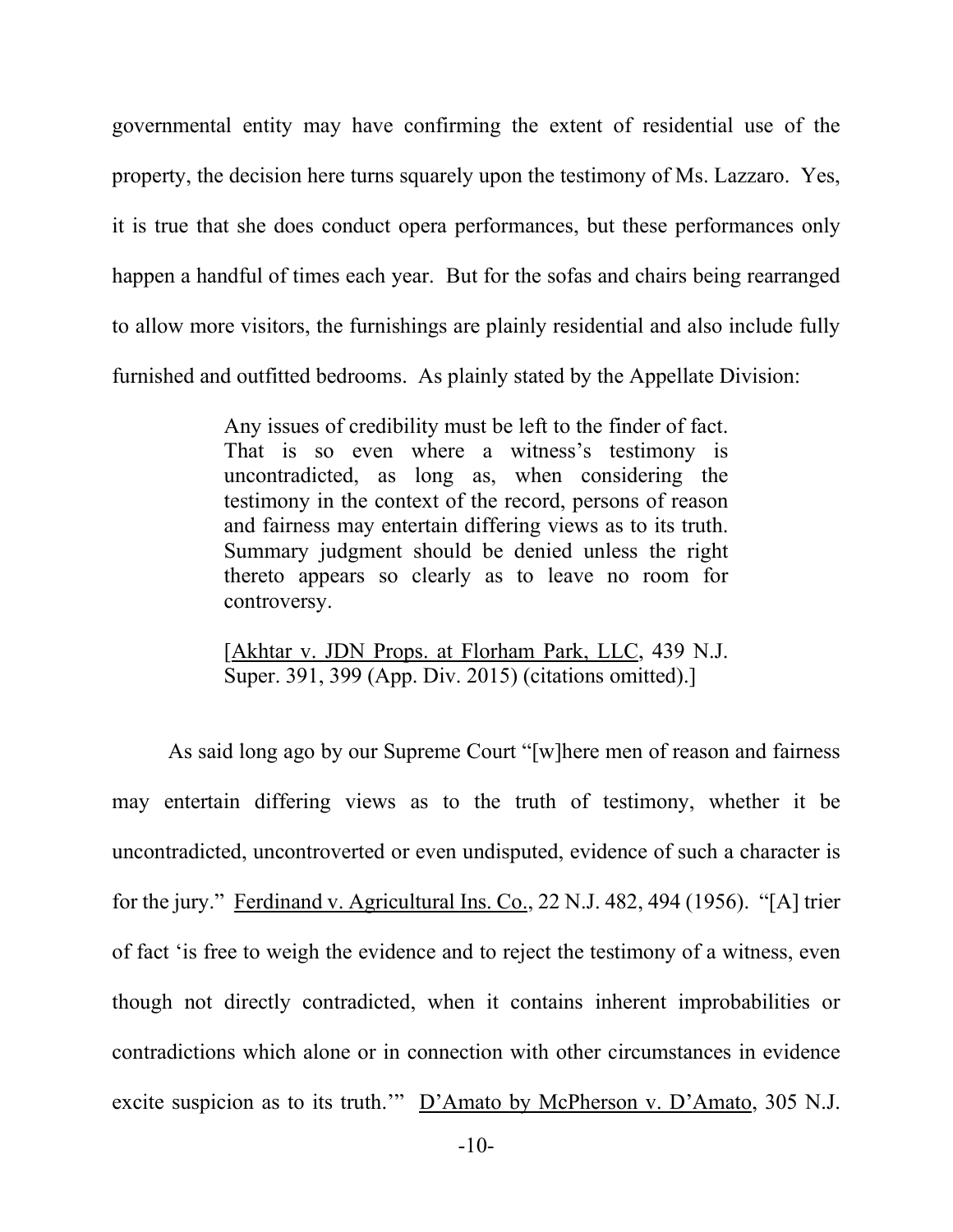governmental entity may have confirming the extent of residential use of the property, the decision here turns squarely upon the testimony of Ms. Lazzaro. Yes, it is true that she does conduct opera performances, but these performances only happen a handful of times each year. But for the sofas and chairs being rearranged to allow more visitors, the furnishings are plainly residential and also include fully furnished and outfitted bedrooms. As plainly stated by the Appellate Division:

> Any issues of credibility must be left to the finder of fact. That is so even where a witness's testimony is uncontradicted, as long as, when considering the testimony in the context of the record, persons of reason and fairness may entertain differing views as to its truth. Summary judgment should be denied unless the right thereto appears so clearly as to leave no room for controversy.
>
> [Akhtar v. JDN Props. at Florham Park, LLC, 439 N.J. Super. 391, 399 (App. Div. 2015) (citations omitted).]

As said long ago by our Supreme Court "[w]here men of reason and fairness may entertain differing views as to the truth of testimony, whether it be uncontradicted, uncontroverted or even undisputed, evidence of such a character is for the jury." Ferdinand v. Agricultural Ins. Co., 22 N.J. 482, 494 (1956). "[A] trier of fact 'is free to weigh the evidence and to reject the testimony of a witness, even though not directly contradicted, when it contains inherent improbabilities or contradictions which alone or in connection with other circumstances in evidence excite suspicion as to its truth.'" D'Amato by McPherson v. D'Amato, 305 N.J.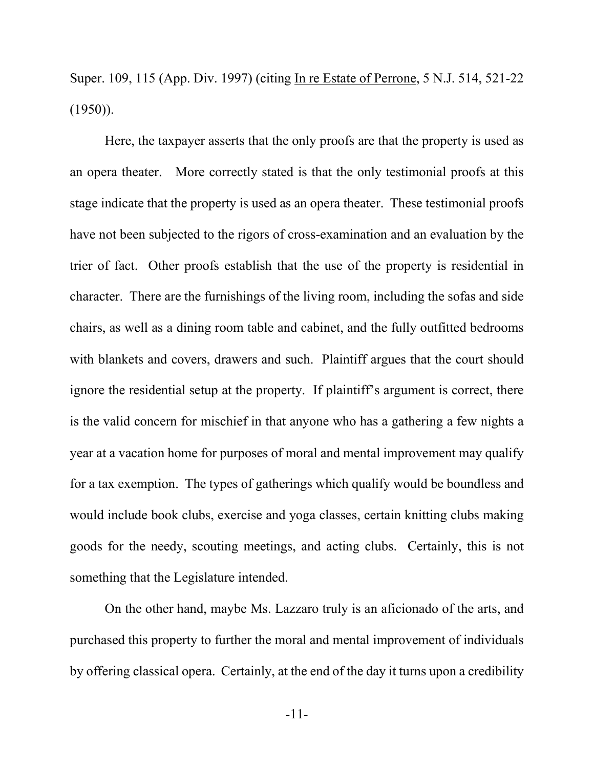Super. 109, 115 (App. Div. 1997) (citing In re Estate of Perrone, 5 N.J. 514, 521-22 (1950)).

Here, the taxpayer asserts that the only proofs are that the property is used as an opera theater. More correctly stated is that the only testimonial proofs at this stage indicate that the property is used as an opera theater. These testimonial proofs have not been subjected to the rigors of cross-examination and an evaluation by the trier of fact. Other proofs establish that the use of the property is residential in character. There are the furnishings of the living room, including the sofas and side chairs, as well as a dining room table and cabinet, and the fully outfitted bedrooms with blankets and covers, drawers and such. Plaintiff argues that the court should ignore the residential setup at the property. If plaintiff's argument is correct, there is the valid concern for mischief in that anyone who has a gathering a few nights a year at a vacation home for purposes of moral and mental improvement may qualify for a tax exemption. The types of gatherings which qualify would be boundless and would include book clubs, exercise and yoga classes, certain knitting clubs making goods for the needy, scouting meetings, and acting clubs. Certainly, this is not something that the Legislature intended.

On the other hand, maybe Ms. Lazzaro truly is an aficionado of the arts, and purchased this property to further the moral and mental improvement of individuals by offering classical opera. Certainly, at the end of the day it turns upon a credibility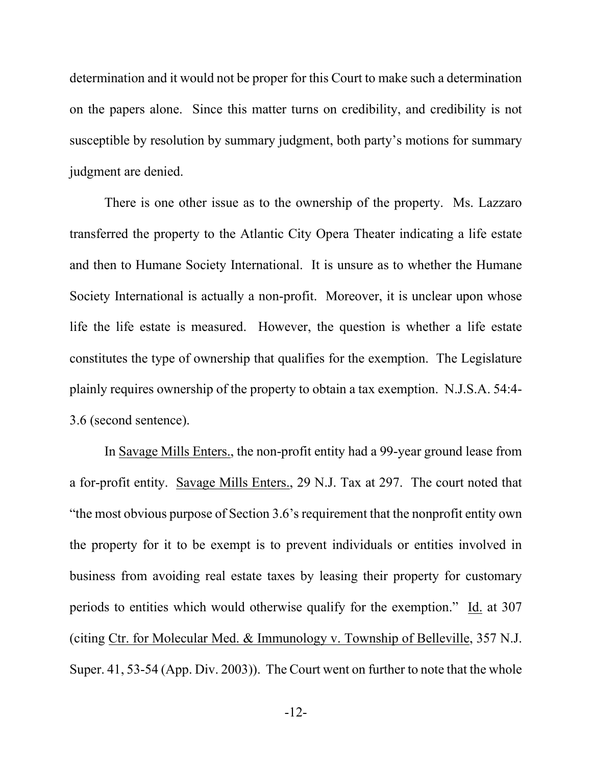determination and it would not be proper for this Court to make such a determination on the papers alone. Since this matter turns on credibility, and credibility is not susceptible by resolution by summary judgment, both party's motions for summary judgment are denied.

There is one other issue as to the ownership of the property. Ms. Lazzaro transferred the property to the Atlantic City Opera Theater indicating a life estate and then to Humane Society International. It is unsure as to whether the Humane Society International is actually a non-profit. Moreover, it is unclear upon whose life the life estate is measured. However, the question is whether a life estate constitutes the type of ownership that qualifies for the exemption. The Legislature plainly requires ownership of the property to obtain a tax exemption. N.J.S.A. 54:4-3.6 (second sentence).

In Savage Mills Enters., the non-profit entity had a 99-year ground lease from a for-profit entity. Savage Mills Enters., 29 N.J. Tax at 297. The court noted that "the most obvious purpose of Section 3.6's requirement that the nonprofit entity own the property for it to be exempt is to prevent individuals or entities involved in business from avoiding real estate taxes by leasing their property for customary periods to entities which would otherwise qualify for the exemption." Id. at 307 (citing Ctr. for Molecular Med. & Immunology v. Township of Belleville, 357 N.J. Super. 41, 53-54 (App. Div. 2003)). The Court went on further to note that the whole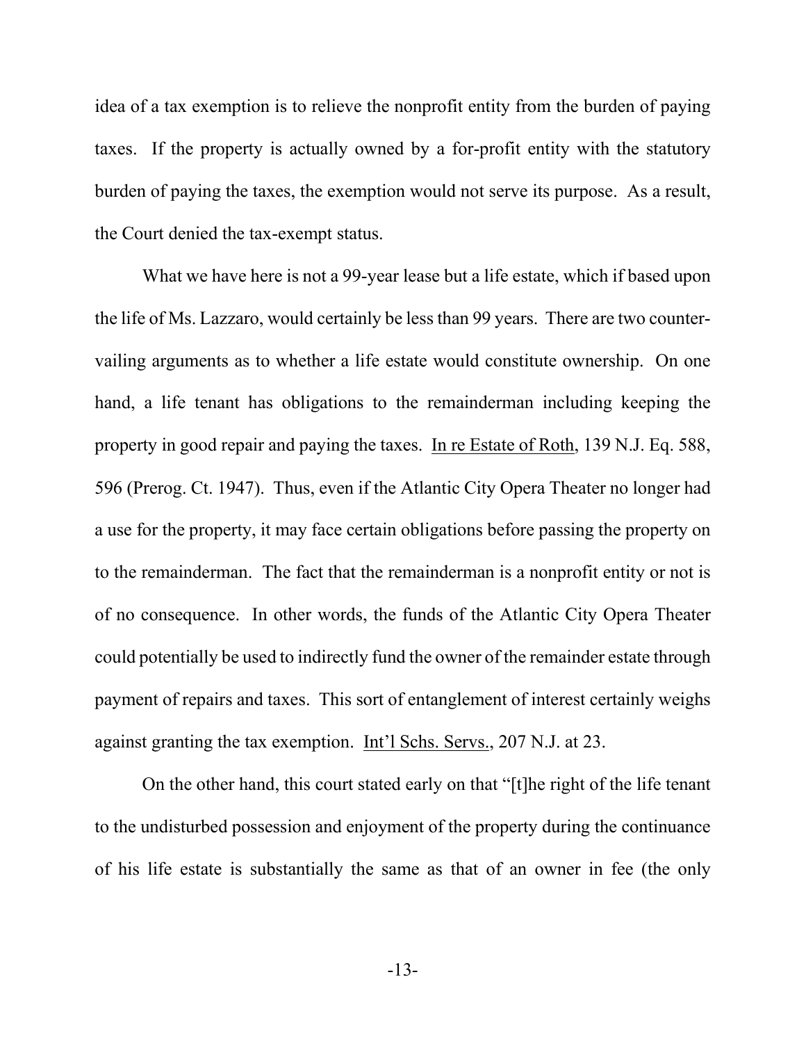idea of a tax exemption is to relieve the nonprofit entity from the burden of paying taxes. If the property is actually owned by a for-profit entity with the statutory burden of paying the taxes, the exemption would not serve its purpose. As a result, the Court denied the tax-exempt status.

What we have here is not a 99-year lease but a life estate, which if based upon the life of Ms. Lazzaro, would certainly be less than 99 years. There are two counter-vailing arguments as to whether a life estate would constitute ownership. On one hand, a life tenant has obligations to the remainderman including keeping the property in good repair and paying the taxes. In re Estate of Roth, 139 N.J. Eq. 588, 596 (Prerog. Ct. 1947). Thus, even if the Atlantic City Opera Theater no longer had a use for the property, it may face certain obligations before passing the property on to the remainderman. The fact that the remainderman is a nonprofit entity or not is of no consequence. In other words, the funds of the Atlantic City Opera Theater could potentially be used to indirectly fund the owner of the remainder estate through payment of repairs and taxes. This sort of entanglement of interest certainly weighs against granting the tax exemption. Int'l Schs. Servs., 207 N.J. at 23.

On the other hand, this court stated early on that "[t]he right of the life tenant to the undisturbed possession and enjoyment of the property during the continuance of his life estate is substantially the same as that of an owner in fee (the only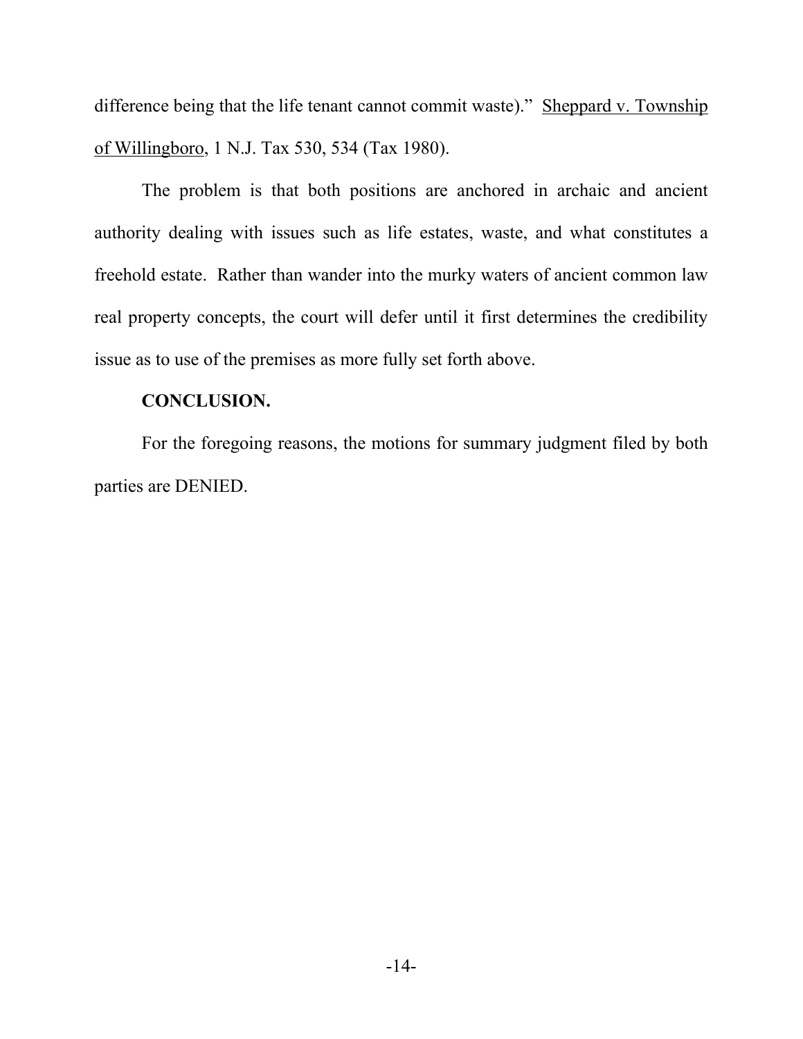difference being that the life tenant cannot commit waste)." Sheppard v. Township of Willingboro, 1 N.J. Tax 530, 534 (Tax 1980).

The problem is that both positions are anchored in archaic and ancient authority dealing with issues such as life estates, waste, and what constitutes a freehold estate. Rather than wander into the murky waters of ancient common law real property concepts, the court will defer until it first determines the credibility issue as to use of the premises as more fully set forth above.

**CONCLUSION.**

For the foregoing reasons, the motions for summary judgment filed by both parties are DENIED.